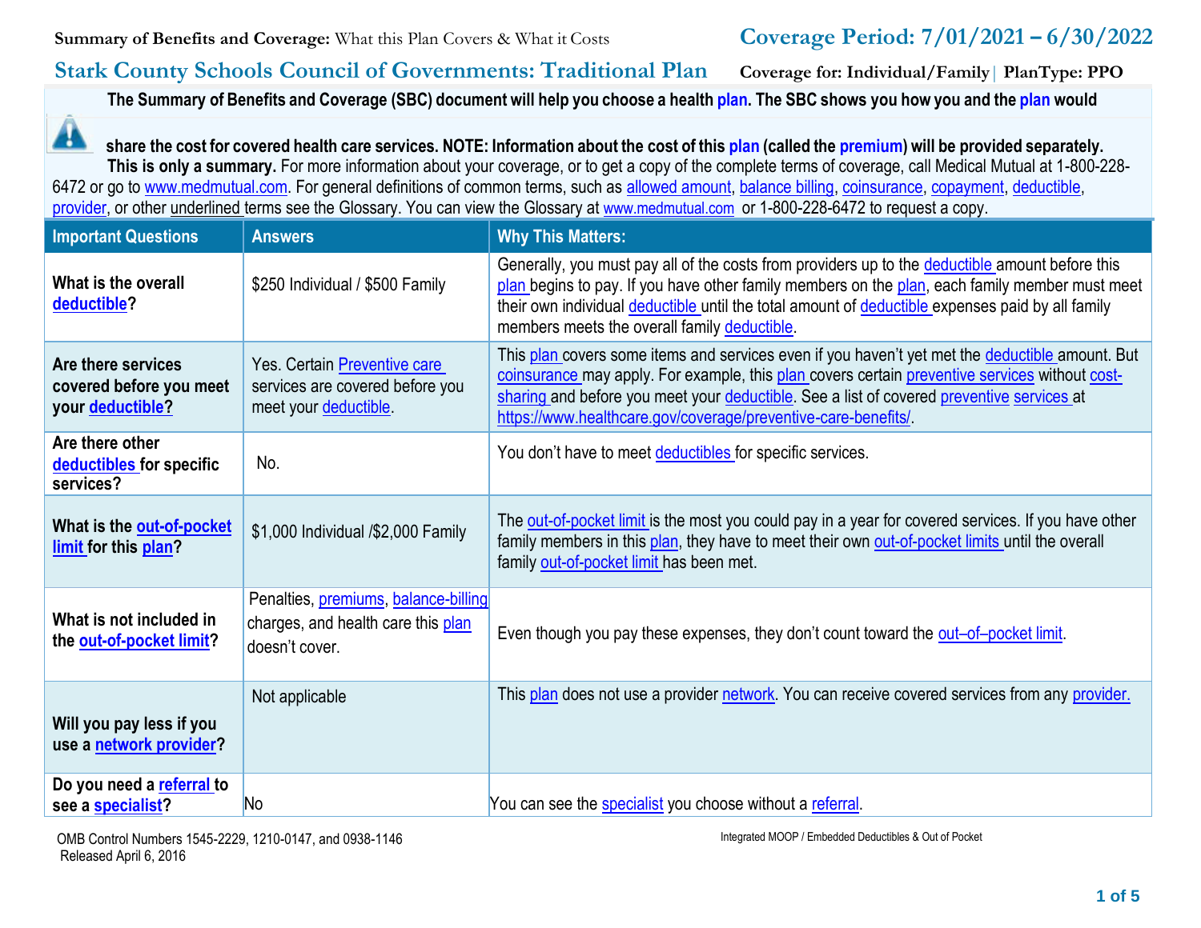**Summary of Benefits and Coverage:** What this Plan Covers & What it Costs

**Coverage Period: 7/01/2021 – 6/30/2022**

## Stark County Schools Council of Governments: Traditional Plan

**Coverage for: Individual/Family | Plan Type: PPO**

**The Summary of Benefits and Coverage (SBC) document will help you choose a health plan. The SBC shows you how you and the plan would share the cost for covered health care services. NOTE: Information about the cost of this plan (called the premium) will be provided separately.**

**This is only a summary.** For more information about your coverage, or to get a copy of the complete terms of coverage, call Medical Mutual at 1-800-228-6472 or go to www.medmutual.com. For general definitions of common terms, such as allowed amount, balance billing, coinsurance, copayment, deductible, provider, or other underlined terms see the Glossary. You can view the Glossary at www.medmutual.com or 1-800-228-6472 to request a copy.

| Important Questions | Answers | Why This Matters: |
|---|---|---|
| **What is the overall deductible?** | $250 Individual / $500 Family | Generally, you must pay all of the costs from providers up to the deductible amount before this plan begins to pay. If you have other family members on the plan, each family member must meet their own individual deductible until the total amount of deductible expenses paid by all family members meets the overall family deductible. |
| **Are there services covered before you meet your deductible?** | Yes. Certain Preventive care services are covered before you meet your deductible. | This plan covers some items and services even if you haven't yet met the deductible amount. But coinsurance may apply. For example, this plan covers certain preventive services without cost-sharing and before you meet your deductible. See a list of covered preventive services at https://www.healthcare.gov/coverage/preventive-care-benefits/. |
| **Are there other deductibles for specific services?** | No. | You don't have to meet deductibles for specific services. |
| **What is the out-of-pocket limit for this plan?** | $1,000 Individual /$2,000 Family | The out-of-pocket limit is the most you could pay in a year for covered services. If you have other family members in this plan, they have to meet their own out-of-pocket limits until the overall family out-of-pocket limit has been met. |
| **What is not included in the out-of-pocket limit?** | Penalties, premiums, balance-billing charges, and health care this plan doesn't cover. | Even though you pay these expenses, they don't count toward the out–of–pocket limit. |
| **Will you pay less if you use a network provider?** | Not applicable | This plan does not use a provider network. You can receive covered services from any provider. |
| **Do you need a referral to see a specialist?** | No | You can see the specialist you choose without a referral. |

OMB Control Numbers 1545-2229, 1210-0147, and 0938-1146
Released April 6, 2016

Integrated MOOP / Embedded Deductibles & Out of Pocket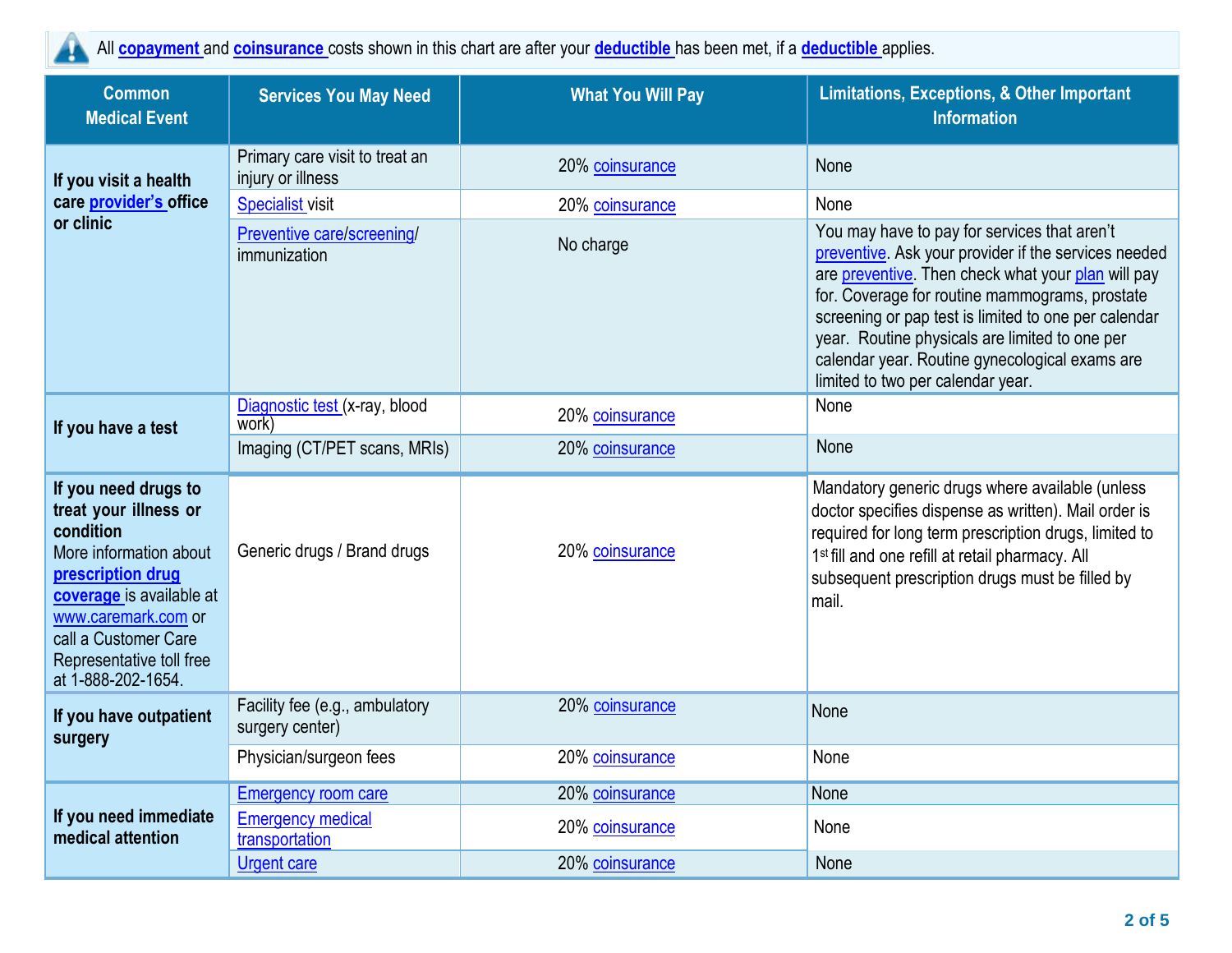All **copayment** and **coinsurance** costs shown in this chart are after your **deductible** has been met, if a **deductible** applies.

| Common Medical Event | Services You May Need | What You Will Pay | Limitations, Exceptions, & Other Important Information |
|---|---|---|---|
| **If you visit a health care provider's office or clinic** | Primary care visit to treat an injury or illness | 20% coinsurance | None |
| | Specialist visit | 20% coinsurance | None |
| | Preventive care/screening/ immunization | No charge | You may have to pay for services that aren't preventive. Ask your provider if the services needed are preventive. Then check what your plan will pay for. Coverage for routine mammograms, prostate screening or pap test is limited to one per calendar year. Routine physicals are limited to one per calendar year. Routine gynecological exams are limited to two per calendar year. |
| **If you have a test** | Diagnostic test (x-ray, blood work) | 20% coinsurance | None |
| | Imaging (CT/PET scans, MRIs) | 20% coinsurance | None |
| **If you need drugs to treat your illness or condition** More information about **prescription drug coverage** is available at www.caremark.com or call a Customer Care Representative toll free at 1-888-202-1654. | Generic drugs / Brand drugs | 20% coinsurance | Mandatory generic drugs where available (unless doctor specifies dispense as written). Mail order is required for long term prescription drugs, limited to 1st fill and one refill at retail pharmacy. All subsequent prescription drugs must be filled by mail. |
| **If you have outpatient surgery** | Facility fee (e.g., ambulatory surgery center) | 20% coinsurance | None |
| | Physician/surgeon fees | 20% coinsurance | None |
| **If you need immediate medical attention** | Emergency room care | 20% coinsurance | None |
| | Emergency medical transportation | 20% coinsurance | None |
| | Urgent care | 20% coinsurance | None |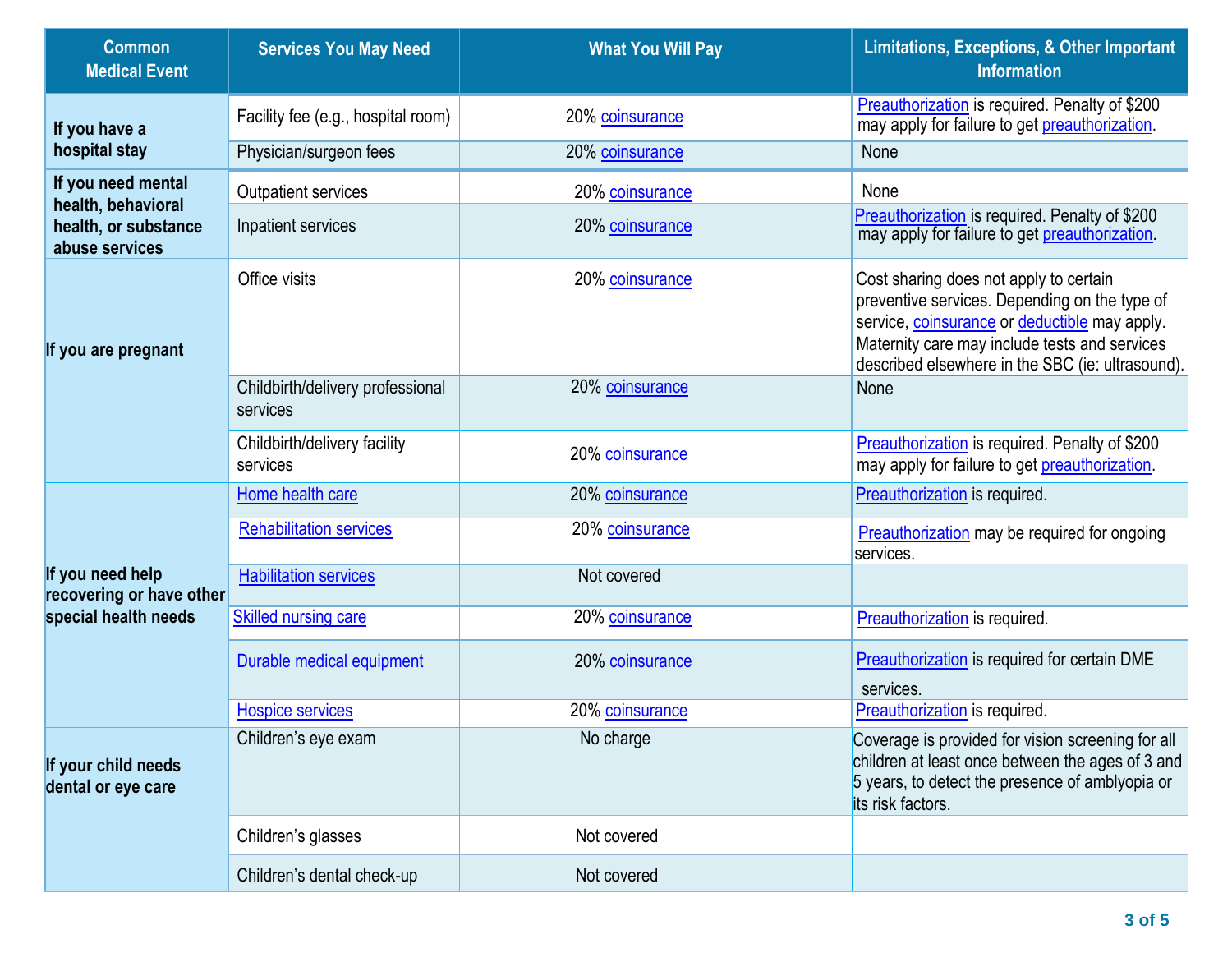| Common Medical Event | Services You May Need | What You Will Pay | Limitations, Exceptions, & Other Important Information |
|---|---|---|---|
| If you have a hospital stay | Facility fee (e.g., hospital room) | 20% coinsurance | Preauthorization is required. Penalty of $200 may apply for failure to get preauthorization. |
| | Physician/surgeon fees | 20% coinsurance | None |
| If you need mental health, behavioral health, or substance abuse services | Outpatient services | 20% coinsurance | None |
| | Inpatient services | 20% coinsurance | Preauthorization is required. Penalty of $200 may apply for failure to get preauthorization. |
| If you are pregnant | Office visits | 20% coinsurance | Cost sharing does not apply to certain preventive services. Depending on the type of service, coinsurance or deductible may apply. Maternity care may include tests and services described elsewhere in the SBC (ie: ultrasound). |
| | Childbirth/delivery professional services | 20% coinsurance | None |
| | Childbirth/delivery facility services | 20% coinsurance | Preauthorization is required. Penalty of $200 may apply for failure to get preauthorization. |
| If you need help recovering or have other special health needs | Home health care | 20% coinsurance | Preauthorization is required. |
| | Rehabilitation services | 20% coinsurance | Preauthorization may be required for ongoing services. |
| | Habilitation services | Not covered | |
| | Skilled nursing care | 20% coinsurance | Preauthorization is required. |
| | Durable medical equipment | 20% coinsurance | Preauthorization is required for certain DME services. |
| | Hospice services | 20% coinsurance | Preauthorization is required. |
| If your child needs dental or eye care | Children's eye exam | No charge | Coverage is provided for vision screening for all children at least once between the ages of 3 and 5 years, to detect the presence of amblyopia or its risk factors. |
| | Children's glasses | Not covered | |
| | Children's dental check-up | Not covered | |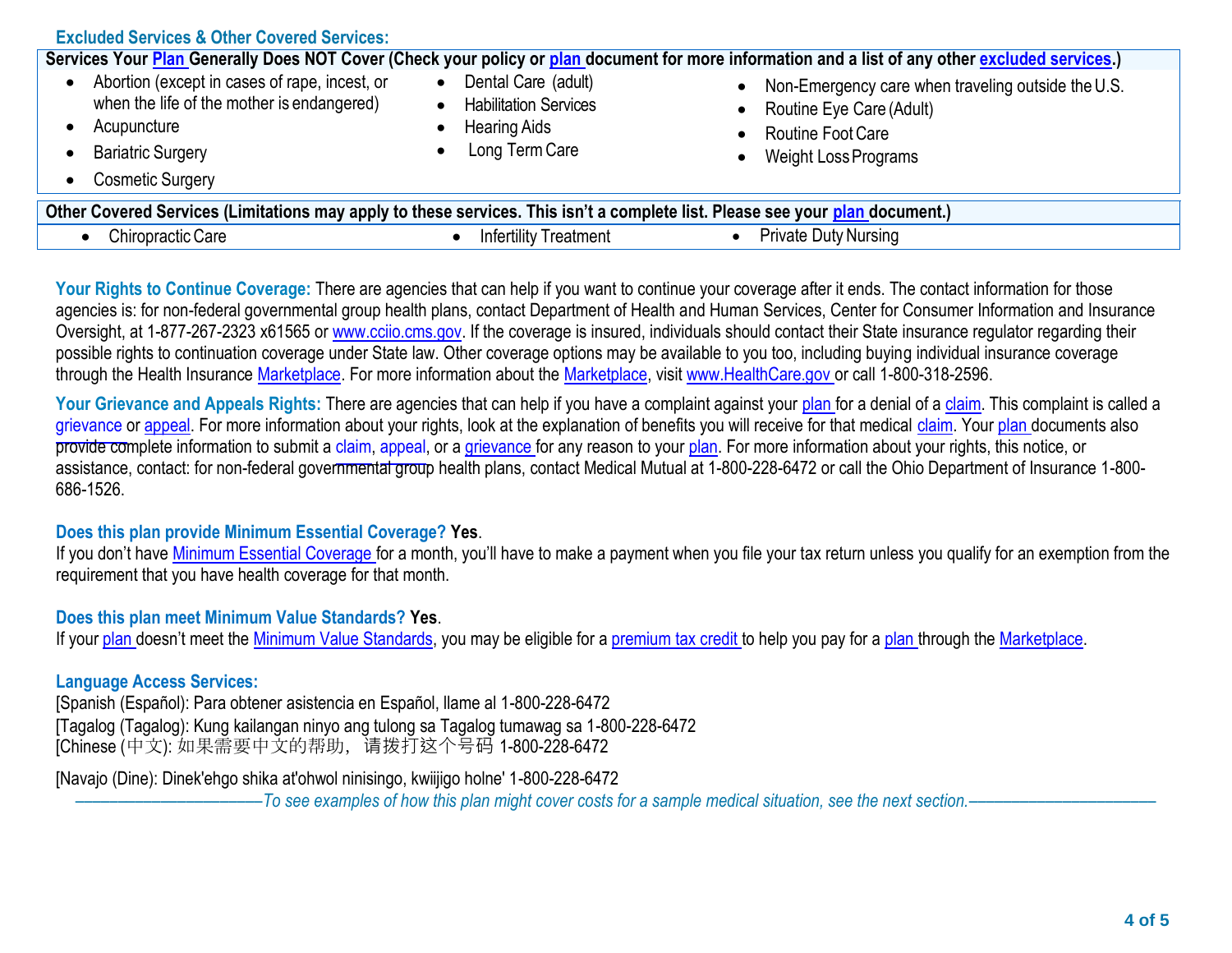### Excluded Services & Other Covered Services:

| Services Your Plan Generally Does NOT Cover (Check your policy or plan document for more information and a list of any other excluded services.) | | |
|---|---|---|
| • Abortion (except in cases of rape, incest, or when the life of the mother is endangered)<br>• Acupuncture<br>• Bariatric Surgery<br>• Cosmetic Surgery | • Dental Care (adult)<br>• Habilitation Services<br>• Hearing Aids<br>• Long Term Care | • Non-Emergency care when traveling outside the U.S.<br>• Routine Eye Care (Adult)<br>• Routine Foot Care<br>• Weight Loss Programs |

| Other Covered Services (Limitations may apply to these services. This isn't a complete list. Please see your plan document.) | | |
|---|---|---|
| • Chiropractic Care | • Infertility Treatment | • Private Duty Nursing |

**Your Rights to Continue Coverage:** There are agencies that can help if you want to continue your coverage after it ends. The contact information for those agencies is: for non-federal governmental group health plans, contact Department of Health and Human Services, Center for Consumer Information and Insurance Oversight, at 1-877-267-2323 x61565 or www.cciio.cms.gov. If the coverage is insured, individuals should contact their State insurance regulator regarding their possible rights to continuation coverage under State law. Other coverage options may be available to you too, including buying individual insurance coverage through the Health Insurance Marketplace. For more information about the Marketplace, visit www.HealthCare.gov or call 1-800-318-2596.

**Your Grievance and Appeals Rights:** There are agencies that can help if you have a complaint against your plan for a denial of a claim. This complaint is called a grievance or appeal. For more information about your rights, look at the explanation of benefits you will receive for that medical claim. Your plan documents also provide complete information to submit a claim, appeal, or a grievance for any reason to your plan. For more information about your rights, this notice, or assistance, contact: for non-federal governmental group health plans, contact Medical Mutual at 1-800-228-6472 or call the Ohio Department of Insurance 1-800-686-1526.

**Does this plan provide Minimum Essential Coverage? Yes.**
If you don't have Minimum Essential Coverage for a month, you'll have to make a payment when you file your tax return unless you qualify for an exemption from the requirement that you have health coverage for that month.

**Does this plan meet Minimum Value Standards? Yes.**
If your plan doesn't meet the Minimum Value Standards, you may be eligible for a premium tax credit to help you pay for a plan through the Marketplace.

**Language Access Services:**
[Spanish (Español): Para obtener asistencia en Español, llame al 1-800-228-6472
[Tagalog (Tagalog): Kung kailangan ninyo ang tulong sa Tagalog tumawag sa 1-800-228-6472
[Chinese (中文): 如果需要中文的帮助，请拨打这个号码 1-800-228-6472

[Navajo (Dine): Dinek'ehgo shika at'ohwol ninisingo, kwiijigo holne' 1-800-228-6472

*——————————To see examples of how this plan might cover costs for a sample medical situation, see the next section.——————————*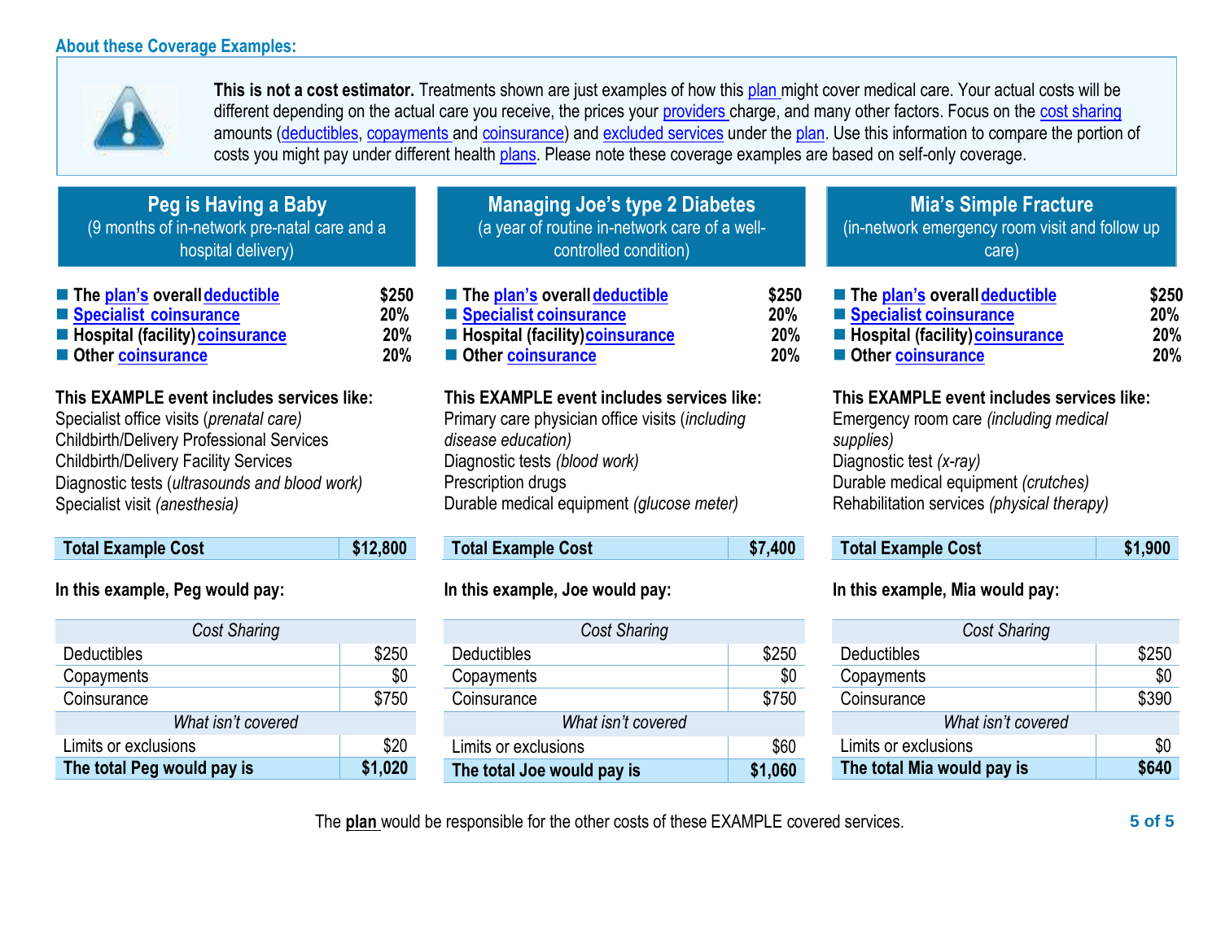## About these Coverage Examples:

**This is not a cost estimator.** Treatments shown are just examples of how this plan might cover medical care. Your actual costs will be different depending on the actual care you receive, the prices your providers charge, and many other factors. Focus on the cost sharing amounts (deductibles, copayments and coinsurance) and excluded services under the plan. Use this information to compare the portion of costs you might pay under different health plans. Please note these coverage examples are based on self-only coverage.

### Peg is Having a Baby
(9 months of in-network pre-natal care and a hospital delivery)

| | |
|---|---|
| **The plan's overall deductible** | **$250** |
| **Specialist coinsurance** | **20%** |
| **Hospital (facility) coinsurance** | **20%** |
| **Other coinsurance** | **20%** |

**This EXAMPLE event includes services like:**
Specialist office visits (*prenatal care)*
Childbirth/Delivery Professional Services
Childbirth/Delivery Facility Services
Diagnostic tests (*ultrasounds and blood work)*
Specialist visit *(anesthesia)*

| **Total Example Cost** | **$12,800** |
|---|---|

**In this example, Peg would pay:**

| *Cost Sharing* | |
|---|---|
| Deductibles | $250 |
| Copayments | $0 |
| Coinsurance | $750 |
| *What isn't covered* | |
| Limits or exclusions | $20 |
| **The total Peg would pay is** | **$1,020** |

### Managing Joe's type 2 Diabetes
(a year of routine in-network care of a well-controlled condition)

| | |
|---|---|
| **The plan's overall deductible** | **$250** |
| **Specialist coinsurance** | **20%** |
| **Hospital (facility) coinsurance** | **20%** |
| **Other coinsurance** | **20%** |

**This EXAMPLE event includes services like:**
Primary care physician office visits (*including disease education)*
Diagnostic tests *(blood work)*
Prescription drugs
Durable medical equipment *(glucose meter)*

| **Total Example Cost** | **$7,400** |
|---|---|

**In this example, Joe would pay:**

| *Cost Sharing* | |
|---|---|
| Deductibles | $250 |
| Copayments | $0 |
| Coinsurance | $750 |
| *What isn't covered* | |
| Limits or exclusions | $60 |
| **The total Joe would pay is** | **$1,060** |

### Mia's Simple Fracture
(in-network emergency room visit and follow up care)

| | |
|---|---|
| **The plan's overall deductible** | **$250** |
| **Specialist coinsurance** | **20%** |
| **Hospital (facility) coinsurance** | **20%** |
| **Other coinsurance** | **20%** |

**This EXAMPLE event includes services like:**
Emergency room care *(including medical supplies)*
Diagnostic test *(x-ray)*
Durable medical equipment *(crutches)*
Rehabilitation services *(physical therapy)*

| **Total Example Cost** | **$1,900** |
|---|---|

**In this example, Mia would pay:**

| *Cost Sharing* | |
|---|---|
| Deductibles | $250 |
| Copayments | $0 |
| Coinsurance | $390 |
| *What isn't covered* | |
| Limits or exclusions | $0 |
| **The total Mia would pay is** | **$640** |

The **plan** would be responsible for the other costs of these EXAMPLE covered services.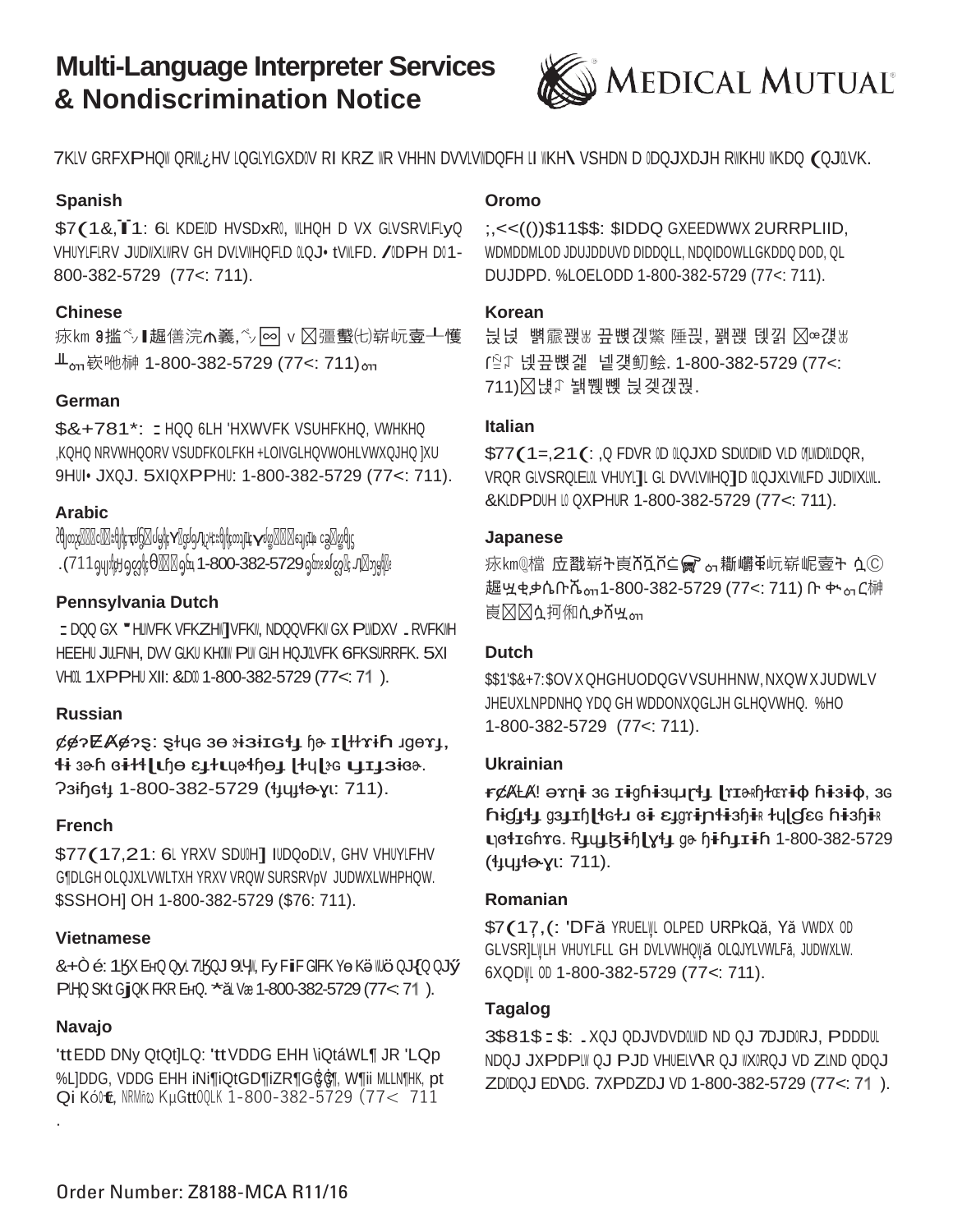# Multi-Language Interpreter Services & Nondiscrimination Notice

MEDICAL MUTUAL®

7KLV GRFXPHQW QRWLILHV LQGLYLGXDOV RI KRZ WR VHHN DVVLVWDQFH LI WKH\ VSHDN D ODQJXDJH RWKHU WKDQ (QJOLVK.

### Spanish

$7(1&,Ï1: 6L KDEOD HVSDxRO, WLHQH D VX GLVSRVLFLyQ VHUYLFLRV JUDWXLWRV GH DVLVWHQFLD OLQJ• tVWLFD. /ODPH DO 1-800-382-5729 (77<: 711).

### Chinese

疢km ğ揣ぺ▮趨僐浣ค羲,ぺ∞ v ⊠彊蠽㈦崭岏壼┴懄┸ₒₙ嵌咘榊 1-800-382-5729 (77<: 711)ₒₙ

### German

$&+781*: :HQQ 6LH 'HXWVFK VSUHFKHQ, VWHKHQ ,KQHQ NRVWHQORV VSUDFKOLFKH +LOIVGLHQVWOHLVWXQJHQ ]XU 9HUI• JXQJ. 5XIQXPPHU: 1-800-382-5729 (77<: 711).

### Arabic

.(711 1-800-382-5729

### Pennsylvania Dutch

:DQQ GX 'HLWVFK VFKZHW]VFKW, NDQQVFKW GX PLWDXV -RVFKWH HEEHU JUHLFKH, DVV GLHU KHOIW PLW GLH HQJOLVFK 6FKSURRFK. 5XI VHOO 1XPPHU XII: &DOO 1-800-382-5729 (77<: 711).

### Russian

ȼɇɂɆȺɇɂȿ: ɟɫɥɢ ɜɵ ɝɨɜɨɪɢɬɟ ɧɚ ɪɭɫɫɤɨɦ ɹɡɵɤɟ, ɬɨ ɜɚɦ ɞɨɫɬɭɩɧɵ ɛɟɫɩɥɚɬɧɵɟ ɭɫɥɭɝɢ ɩɟɪɟɜɨɞɚ. Ɂɜɨɧɢɬɟ 1-800-382-5729 (ɬɟɥɟɬɚɣɩ: 711).

### French

$77(17,21: 6L YRXV SDUOH] IUDQoDLV, GHV VHUYLFHV G'DLGH OLQJXLVWLTXH YRXV VRQW SURSRVpV JUDWXLWHPHQW. $SSHOH] OH 1-800-382-5729 ($76: 711).

### Vietnamese

&+Ò é: 1ӂX EҢQ QyL 7LӂQJ 9LӋW, Fy FiF GӏFK Yө Kӛ WUӧ QJ{Q QJӳ PLӉQ SKt GjQK FKR EҢQ. *ӑL Vӕ 1-800-382-5729 (77<: 711).

### Navajo

'tt EDD DNy QtQt]LQ: 'tt VDDG EHH \iQtáWL¶ JR 'LQp %L]DDG, VDDG EHH iNi¶iQtGD¶iZR¶GӇӇ¶, W¶ii MLLN¶HK, pt Qi KóOӇ, NRMNiЀ KµGtt ODLK 1-800-382-5729 (77< 711.

### Oromo

;,<<(())$11$$: $IDDQ GXEEDWWX 2URRPLIID, WDMDDMLOD JDUJDDUVD DIDDQLL, NDQIDDOWLLGKDDQ DOD, QL DUJDPD. %LOELOOD 1-800-382-5729 (77<: 711).

### Korean

늲녅 봵霢꿺ㅄ 끞뻕갽鰲 陲끲, 꾌꿺 뎄깏 ⊠꺴ㅄ ᒥ냸 넶끞뻕겙 녤갽魛鲶. 1-800-382-5729 (77<: 711)⊠낵ᒥ 뇖뼿뼧 늲겏갽꿦.

### Italian

$77(1=,21(: ,Q FDVR OD OLQJXD SDUODWD VLD O'LWDOLDQR, VRQR GLVSRQLELOL VHUYL]L GL DVVLVWHQ]D OLQJXLVWLFD JUDWXLWL. &KLDPDUH LO QXPHUR 1-800-382-5729 (77<: 711).

### Japanese

疢km埴 应戳崭ト崀ㄖㄖㄷ☎ ₒₙ 粬嶓㊥岏崭岠壼ト ᵆⓒ 趨ㄓㄘㄜㄙㄅㄌₒₙ1-800-382-5729 (77<: 711) ㄅ ㄘₒₙ ㄈ榊 崀⊠⊠ᵆ抲俰ㄙㄜㄖㄓₒₙ

### Dutch

$$1'$&+7: $OV X QHGHUODQGV VSUHHNW, NXQW X JUDWLV JHEUXLNPDNHQ YDQ GH WDDOKXOSGLHQVWHQ. %HO 1-800-382-5729 (77<: 711).

### Ukrainian

ɍȼȺȽȺ! əɤɳɨ ɜɢ ɪɨɡɦɨɜɥɹɽɬɟ ɭɤɪɚʀɧɫɶɤɨɸ ɦɨɜɨɸ, ɜɢ ɦɨɠɟɬɟ ɡɜɟɪɧɭɬɢɫɹ ɞɨ ɛɟɡɤɨɲɬɨɜɧɨʀ ɫɥɭɠɛɢ ɦɨɜɧɨʀ ɩɿɞɬɪɢɦɤɢ. Ɍɟɥɟɮɨɧɭɣɬɟ ɡɚ ɧɨɦɟɪɨɦ 1-800-382-5729 (ɬɟɥɟɬɚɣɩ: 711).

### Romanian

$7(17,(: 'DFă YRUELĠL OLPED URPkQă, Yă VWDX OD GLVSR]LĠLH VHUYLFLL GH DVLVWHQĠă OLQJYLVWLFă, JUDWXLW. 6XQDĠL OD 1-800-382-5729 (77<: 711).

### Tagalog

3$81$:$: -XQJ QDJVDVDOLWD ND QJ 7DJDORJ, PDDDUL NDQJ JXPDPLW QJ PJD VHUELV\R QJ WXORQJ VD ZLND QDQJ ZDODQJ ED\DG. 7XPDZDJ VD 1-800-382-5729 (77<: 711).

Order Number: Z8188-MCA R11/16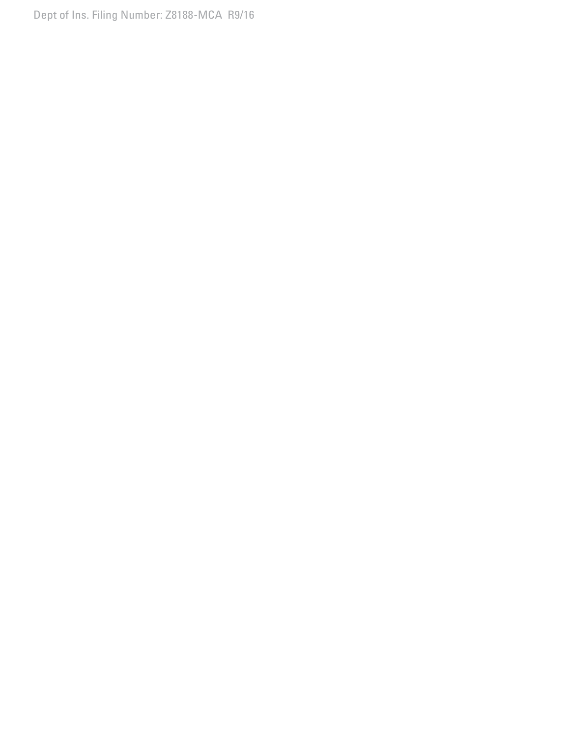Dept of Ins. Filing Number: Z8188-MCA R9/16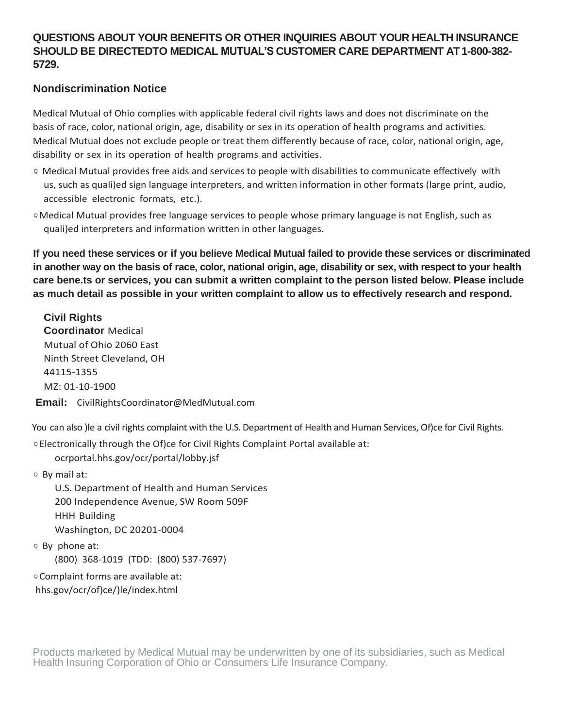**QUESTIONS ABOUT YOUR BENEFITS OR OTHER INQUIRIES ABOUT YOUR HEALTH INSURANCE SHOULD BE DIRECTEDTO MEDICAL MUTUAL'S CUSTOMER CARE DEPARTMENT AT 1-800-382-5729.**

## Nondiscrimination Notice

Medical Mutual of Ohio complies with applicable federal civil rights laws and does not discriminate on the basis of race, color, national origin, age, disability or sex in its operation of health programs and activities. Medical Mutual does not exclude people or treat them differently because of race, color, national origin, age, disability or sex in its operation of health programs and activities.

- Medical Mutual provides free aids and services to people with disabilities to communicate effectively with us, such as quali)ed sign language interpreters, and written information in other formats (large print, audio, accessible electronic formats, etc.).
- Medical Mutual provides free language services to people whose primary language is not English, such as quali)ed interpreters and information written in other languages.

**If you need these services or if you believe Medical Mutual failed to provide these services or discriminated in another way on the basis of race, color, national origin, age, disability or sex, with respect to your health care bene.ts or services, you can submit a written complaint to the person listed below. Please include as much detail as possible in your written complaint to allow us to effectively research and respond.**

**Civil Rights Coordinator** Medical Mutual of Ohio 2060 East Ninth Street Cleveland, OH 44115-1355
MZ: 01-10-1900

**Email:** CivilRightsCoordinator@MedMutual.com

You can also )le a civil rights complaint with the U.S. Department of Health and Human Services, Of)ce for Civil Rights.

- Electronically through the Of)ce for Civil Rights Complaint Portal available at:
  ocrportal.hhs.gov/ocr/portal/lobby.jsf
- By mail at:
  U.S. Department of Health and Human Services
  200 Independence Avenue, SW Room 509F
  HHH Building
  Washington, DC 20201-0004
- By phone at:
  (800) 368-1019 (TDD: (800) 537-7697)
- Complaint forms are available at:
  hhs.gov/ocr/of)ce/)le/index.html

Products marketed by Medical Mutual may be underwritten by one of its subsidiaries, such as Medical Health Insuring Corporation of Ohio or Consumers Life Insurance Company.